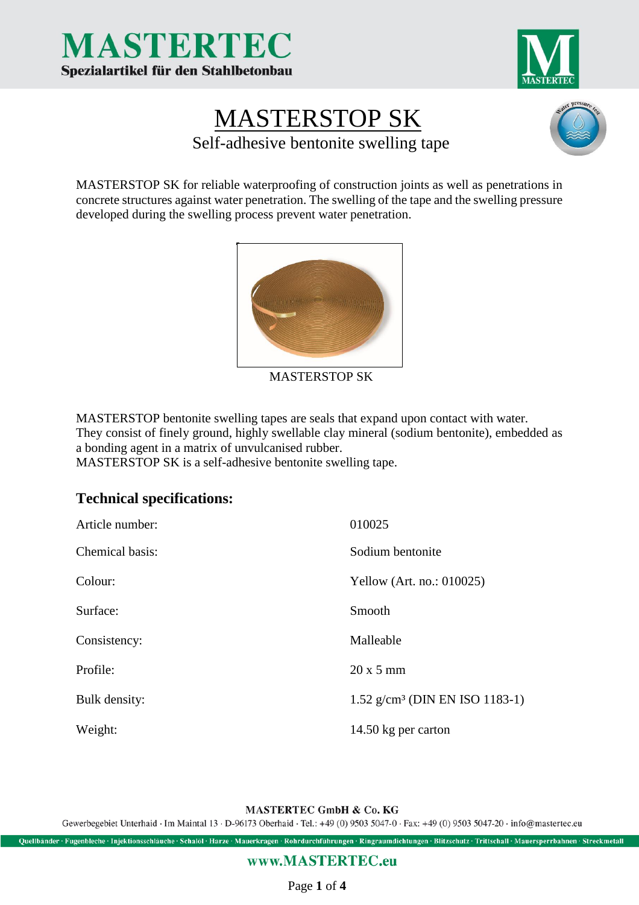# MASTERTEC

**Spezialartikel für den Stahlbetonbau**

# MASTERSTOP SK

## Self-adhesive bentonite swelling tape

MASTERSTOP SK for reliable waterproofing of construction joints as well as penetrations in concrete structures against water penetration. The swelling of the tape and the swelling pressure developed during the swelling process prevent water penetration.

MASTERSTOP SK

MASTERSTOP bentonite swelling tapes are seals that expand upon contact with water. They consist of finely ground, highly swellable clay mineral (sodium bentonite), embedded as a bonding agent in a matrix of unvulcanised rubber.
MASTERSTOP SK is a self-adhesive bentonite swelling tape.

### Technical specifications:

| | |
|---|---|
| Article number: | 010025 |
| Chemical basis: | Sodium bentonite |
| Colour: | Yellow (Art. no.: 010025) |
| Surface: | Smooth |
| Consistency: | Malleable |
| Profile: | 20 x 5 mm |
| Bulk density: | 1.52 g/cm³ (DIN EN ISO 1183-1) |
| Weight: | 14.50 kg per carton |

**MASTERTEC GmbH & Co. KG**
Gewerbegebiet Unterhaid · Im Maintal 13 · D-96173 Oberhaid · Tel.: +49 (0) 9503 5047-0 · Fax: +49 (0) 9503 5047-20 · info@mastertec.eu

Quellbänder · Fugenbleche · Injektionsschläuche · Schalöl · Harze · Mauerkragen · Rohrdurchführungen · Ringraumdichtungen · Blitzschutz · Trittschall · Mauersperrbahnen · Streckmetall

**www.MASTERTEC.eu**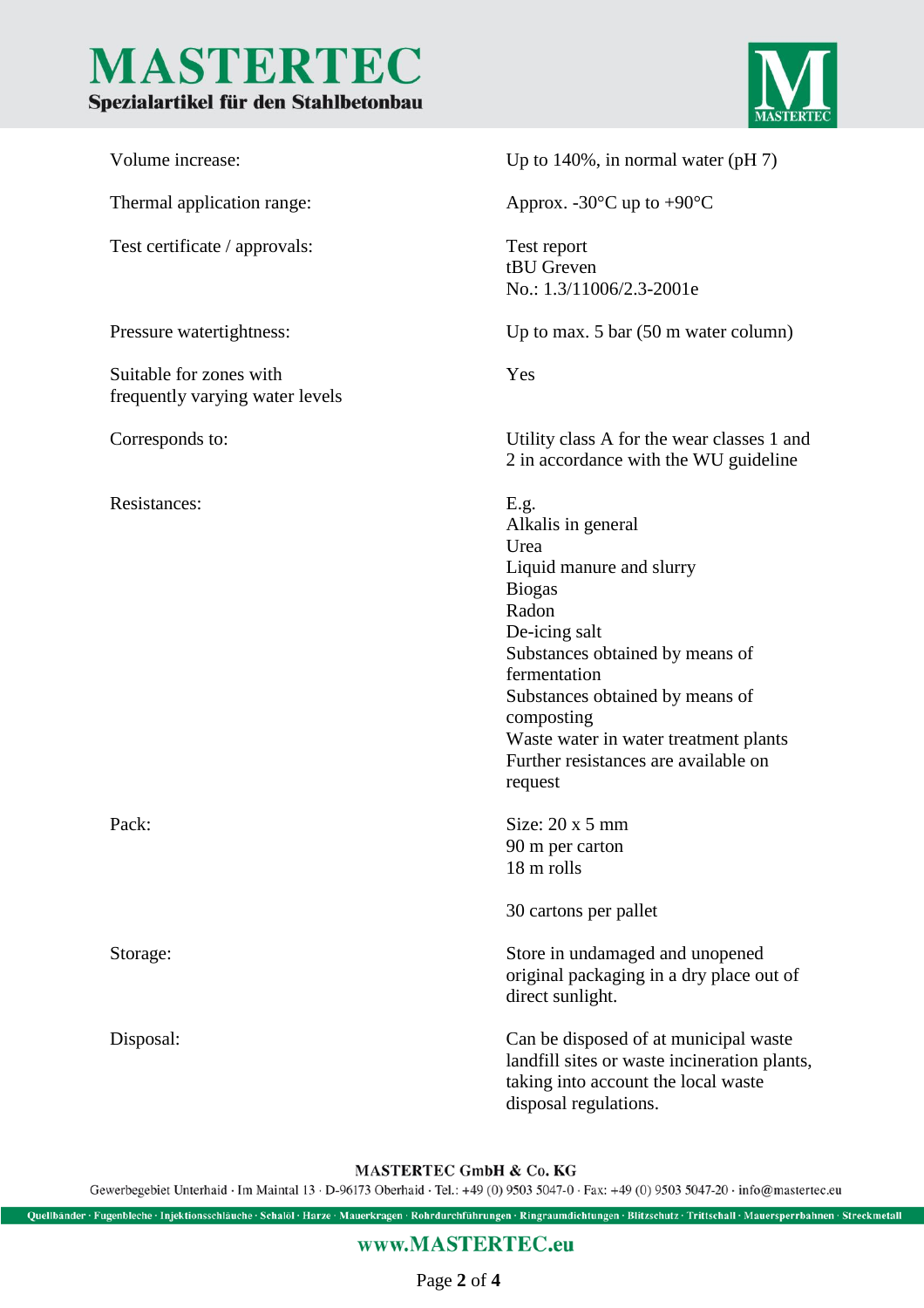| | |
|---|---|
| Volume increase: | Up to 140%, in normal water (pH 7) |
| Thermal application range: | Approx. -30°C up to +90°C |
| Test certificate / approvals: | Test report<br>tBU Greven<br>No.: 1.3/11006/2.3-2001e |
| Pressure watertightness: | Up to max. 5 bar (50 m water column) |
| Suitable for zones with frequently varying water levels | Yes |
| Corresponds to: | Utility class A for the wear classes 1 and 2 in accordance with the WU guideline |
| Resistances: | E.g.<br>Alkalis in general<br>Urea<br>Liquid manure and slurry<br>Biogas<br>Radon<br>De-icing salt<br>Substances obtained by means of fermentation<br>Substances obtained by means of composting<br>Waste water in water treatment plants<br>Further resistances are available on request |
| Pack: | Size: 20 x 5 mm<br>90 m per carton<br>18 m rolls<br><br>30 cartons per pallet |
| Storage: | Store in undamaged and unopened original packaging in a dry place out of direct sunlight. |
| Disposal: | Can be disposed of at municipal waste landfill sites or waste incineration plants, taking into account the local waste disposal regulations. |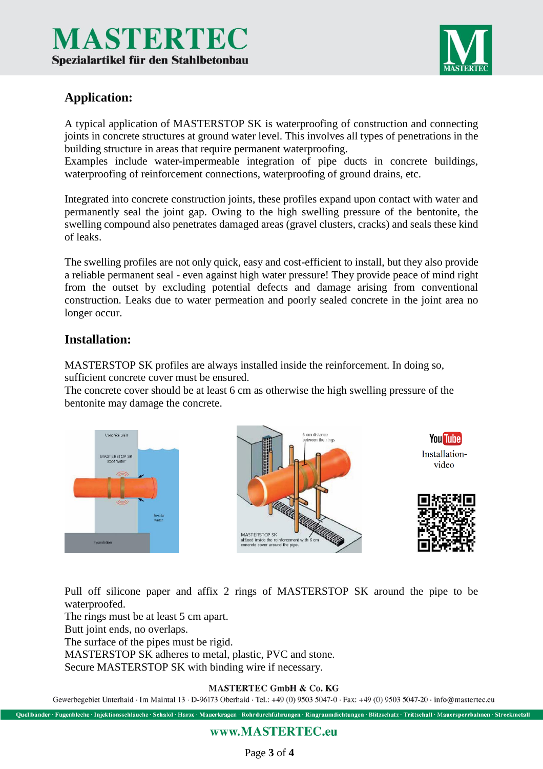## Application:

A typical application of MASTERSTOP SK is waterproofing of construction and connecting joints in concrete structures at ground water level. This involves all types of penetrations in the building structure in areas that require permanent waterproofing.
Examples include water-impermeable integration of pipe ducts in concrete buildings, waterproofing of reinforcement connections, waterproofing of ground drains, etc.

Integrated into concrete construction joints, these profiles expand upon contact with water and permanently seal the joint gap. Owing to the high swelling pressure of the bentonite, the swelling compound also penetrates damaged areas (gravel clusters, cracks) and seals these kind of leaks.

The swelling profiles are not only quick, easy and cost-efficient to install, but they also provide a reliable permanent seal - even against high water pressure! They provide peace of mind right from the outset by excluding potential defects and damage arising from conventional construction. Leaks due to water permeation and poorly sealed concrete in the joint area no longer occur.

## Installation:

MASTERSTOP SK profiles are always installed inside the reinforcement. In doing so, sufficient concrete cover must be ensured.
The concrete cover should be at least 6 cm as otherwise the high swelling pressure of the bentonite may damage the concrete.

Concrete wall
MASTERSTOP SK stops water
In-situ water
Foundation

5 cm distance between the rings
MASTERSTOP SK affixed inside the reinforcement with 6 cm concrete cover around the pipe.

YouTube
Installation-video

Pull off silicone paper and affix 2 rings of MASTERSTOP SK around the pipe to be waterproofed.
The rings must be at least 5 cm apart.
Butt joint ends, no overlaps.
The surface of the pipes must be rigid.
MASTERSTOP SK adheres to metal, plastic, PVC and stone.
Secure MASTERSTOP SK with binding wire if necessary.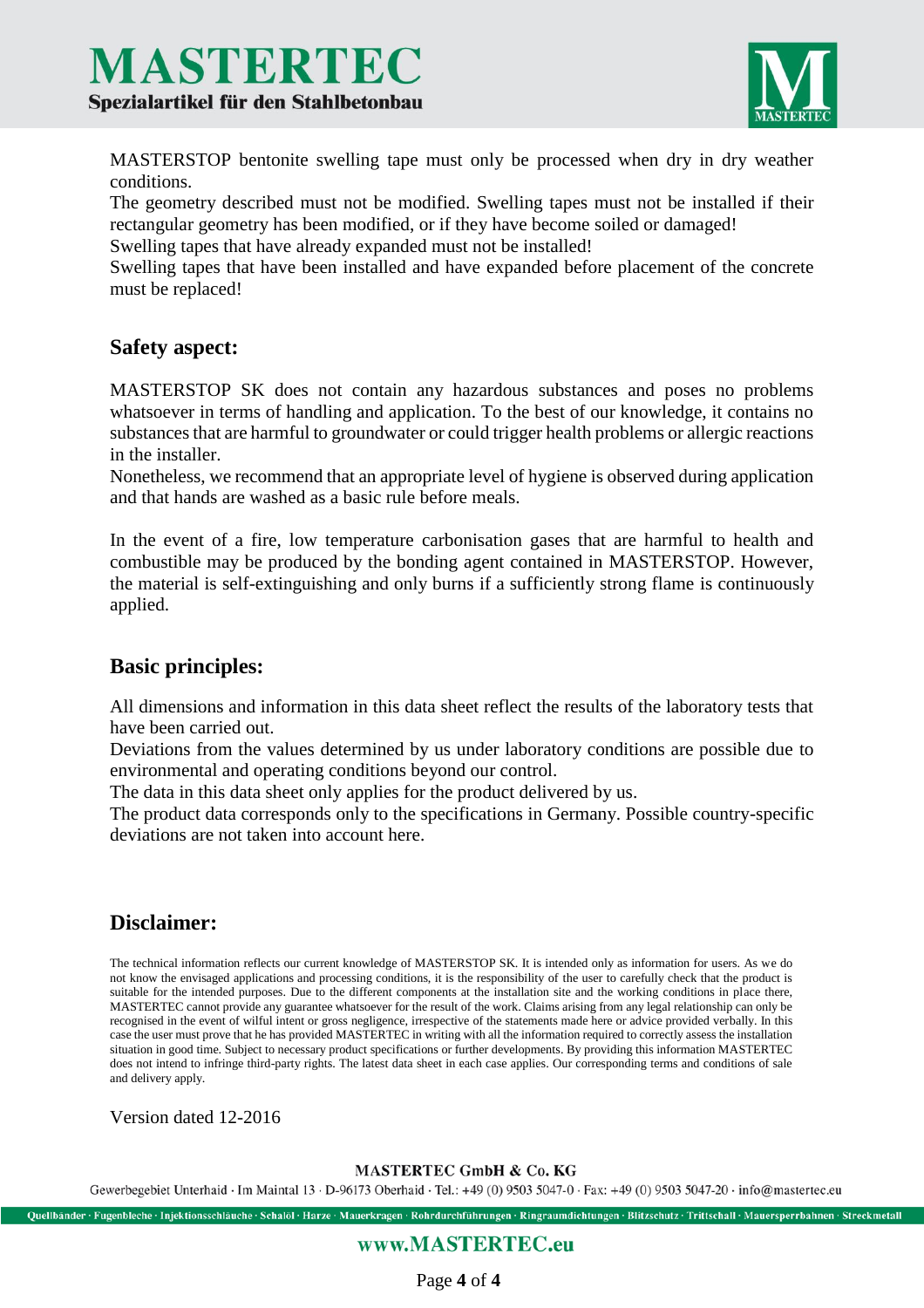MASTERSTOP bentonite swelling tape must only be processed when dry in dry weather conditions.
The geometry described must not be modified. Swelling tapes must not be installed if their rectangular geometry has been modified, or if they have become soiled or damaged!
Swelling tapes that have already expanded must not be installed!
Swelling tapes that have been installed and have expanded before placement of the concrete must be replaced!

## Safety aspect:

MASTERSTOP SK does not contain any hazardous substances and poses no problems whatsoever in terms of handling and application. To the best of our knowledge, it contains no substances that are harmful to groundwater or could trigger health problems or allergic reactions in the installer.
Nonetheless, we recommend that an appropriate level of hygiene is observed during application and that hands are washed as a basic rule before meals.

In the event of a fire, low temperature carbonisation gases that are harmful to health and combustible may be produced by the bonding agent contained in MASTERSTOP. However, the material is self-extinguishing and only burns if a sufficiently strong flame is continuously applied.

## Basic principles:

All dimensions and information in this data sheet reflect the results of the laboratory tests that have been carried out.
Deviations from the values determined by us under laboratory conditions are possible due to environmental and operating conditions beyond our control.
The data in this data sheet only applies for the product delivered by us.
The product data corresponds only to the specifications in Germany. Possible country-specific deviations are not taken into account here.

## Disclaimer:

The technical information reflects our current knowledge of MASTERSTOP SK. It is intended only as information for users. As we do not know the envisaged applications and processing conditions, it is the responsibility of the user to carefully check that the product is suitable for the intended purposes. Due to the different components at the installation site and the working conditions in place there, MASTERTEC cannot provide any guarantee whatsoever for the result of the work. Claims arising from any legal relationship can only be recognised in the event of wilful intent or gross negligence, irrespective of the statements made here or advice provided verbally. In this case the user must prove that he has provided MASTERTEC in writing with all the information required to correctly assess the installation situation in good time. Subject to necessary product specifications or further developments. By providing this information MASTERTEC does not intend to infringe third-party rights. The latest data sheet in each case applies. Our corresponding terms and conditions of sale and delivery apply.

Version dated 12-2016